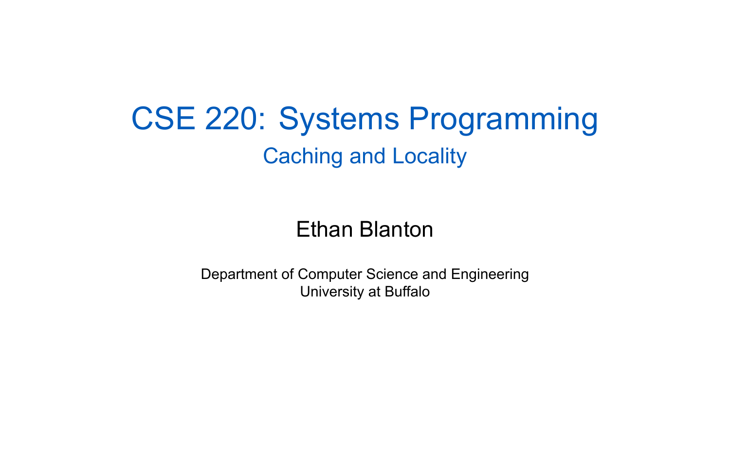# CSE 220: Systems Programming

## Caching and Locality

Ethan Blanton

Department of Computer Science and Engineering
University at Buffalo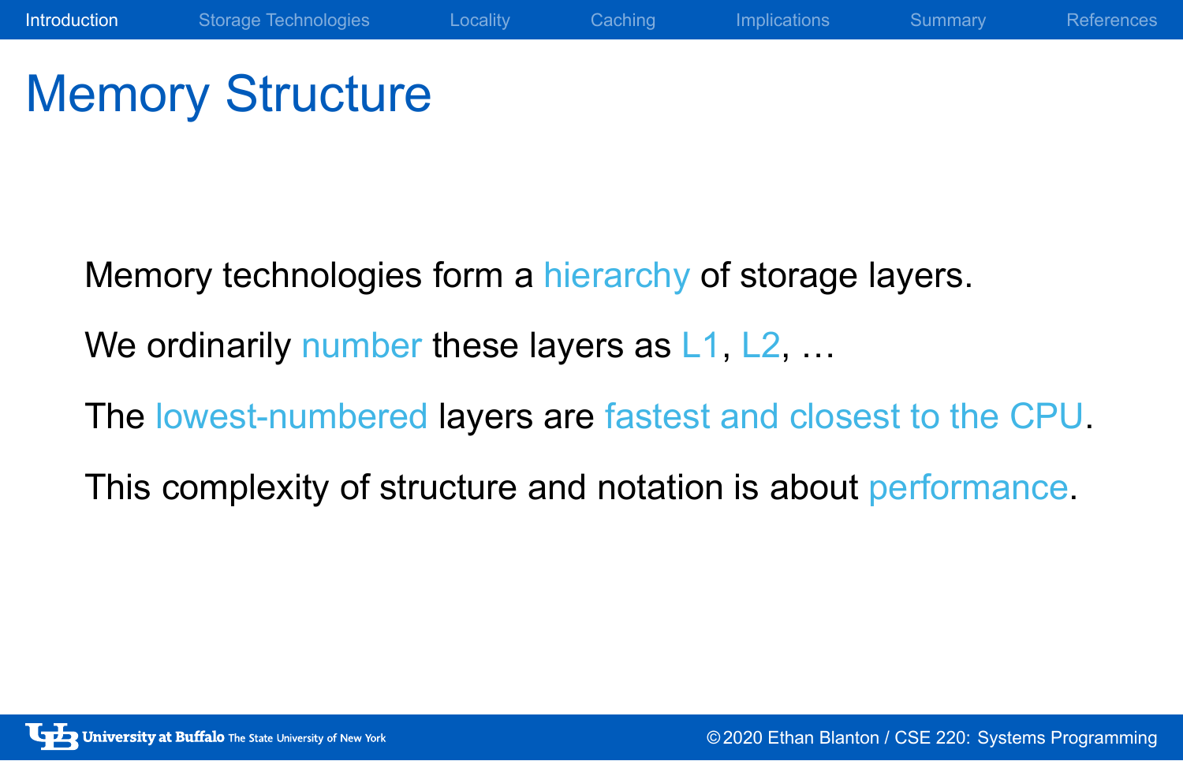# Memory Structure

Memory technologies form a hierarchy of storage layers.

We ordinarily number these layers as L1, L2, …

The lowest-numbered layers are fastest and closest to the CPU.

This complexity of structure and notation is about performance.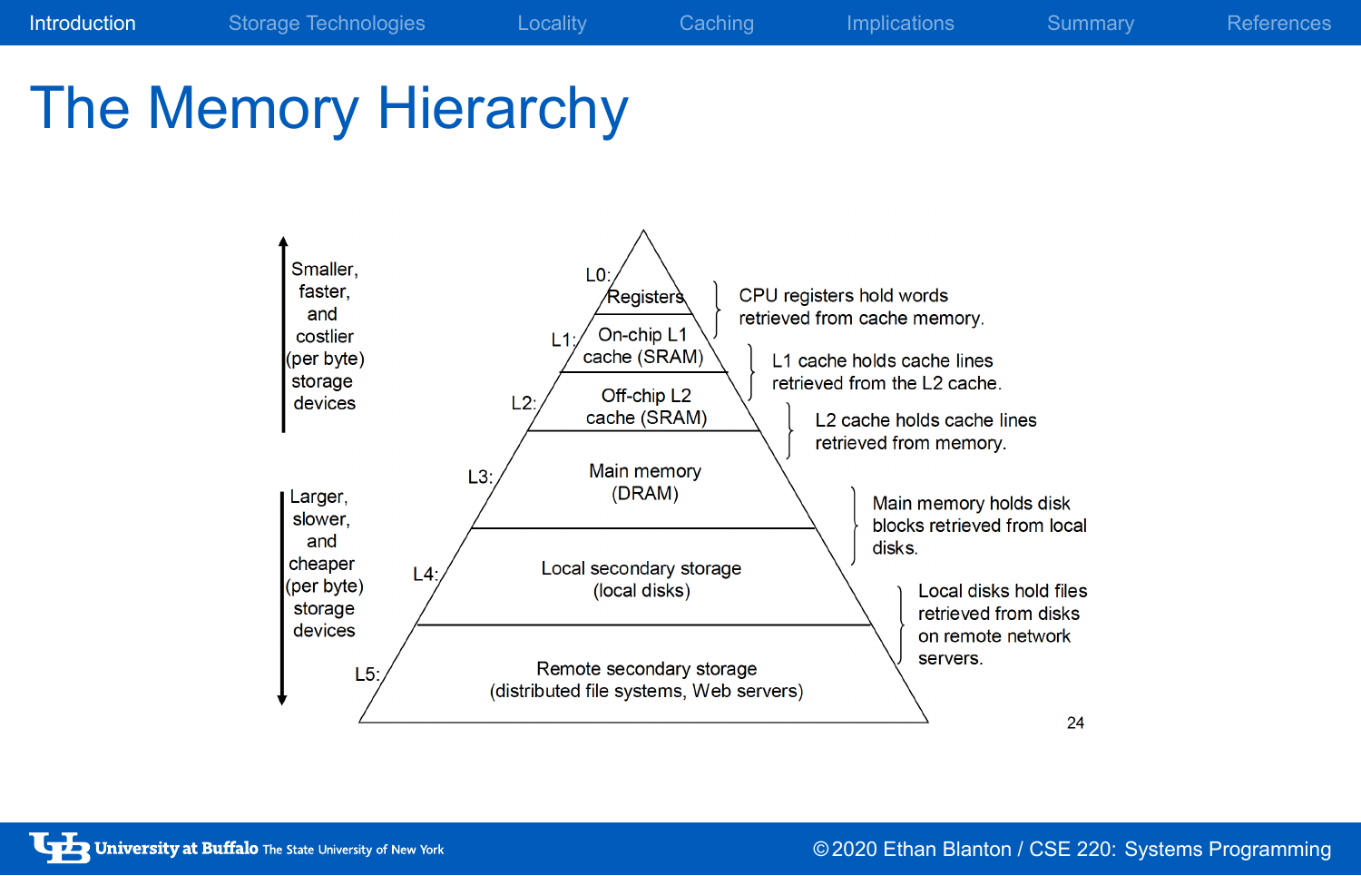# The Memory Hierarchy

Smaller, faster, and costlier (per byte) storage devices

Larger, slower, and cheaper (per byte) storage devices

- L0: Registers — CPU registers hold words retrieved from cache memory.
- L1: On-chip L1 cache (SRAM) — L1 cache holds cache lines retrieved from the L2 cache.
- L2: Off-chip L2 cache (SRAM) — L2 cache holds cache lines retrieved from memory.
- L3: Main memory (DRAM) — Main memory holds disk blocks retrieved from local disks.
- L4: Local secondary storage (local disks) — Local disks hold files retrieved from disks on remote network servers.
- L5: Remote secondary storage (distributed file systems, Web servers)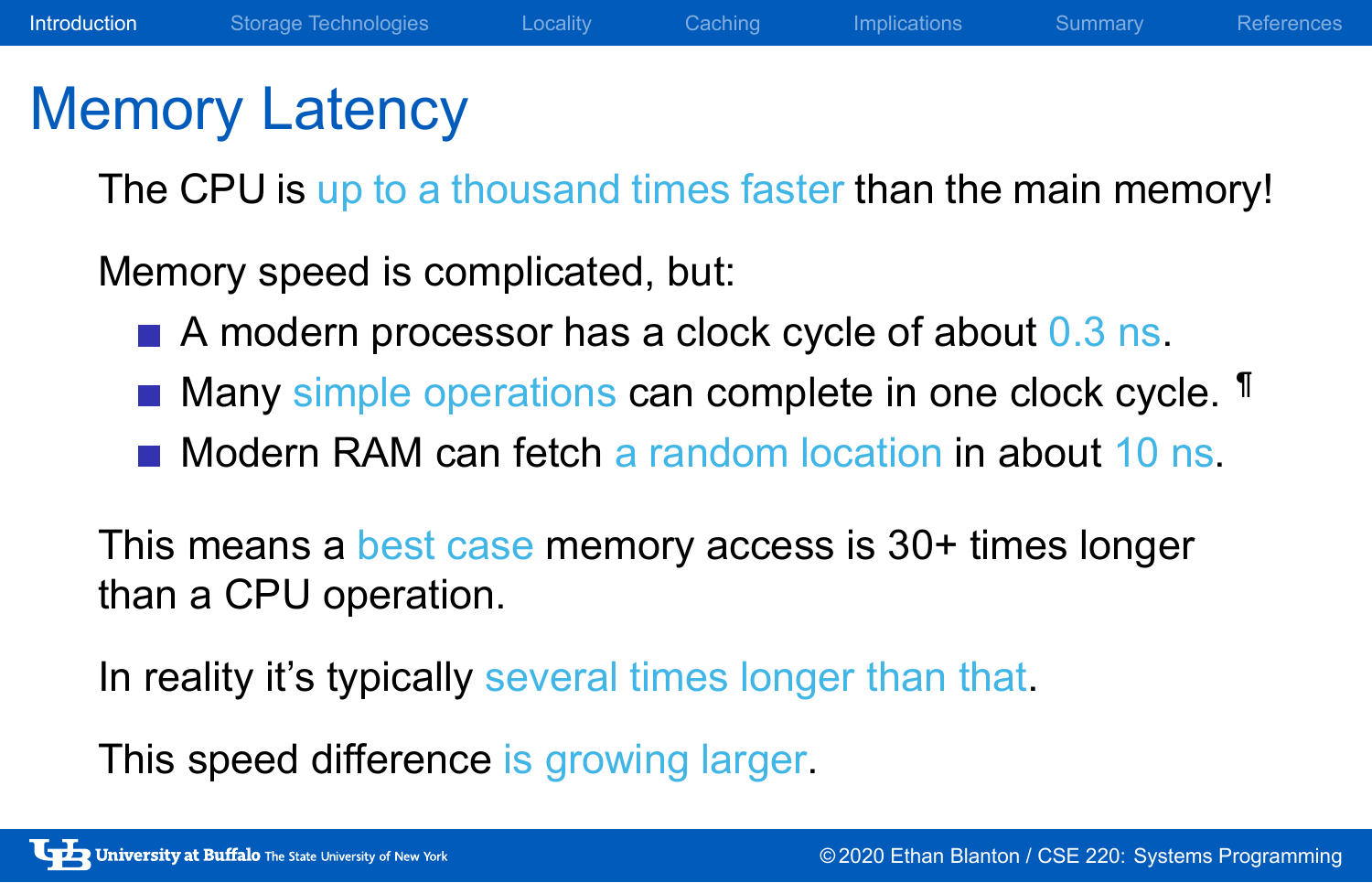# Memory Latency

The CPU is up to a thousand times faster than the main memory!

Memory speed is complicated, but:

- A modern processor has a clock cycle of about 0.3 ns.
- Many simple operations can complete in one clock cycle. ¶
- Modern RAM can fetch a random location in about 10 ns.

This means a best case memory access is 30+ times longer than a CPU operation.

In reality it's typically several times longer than that.

This speed difference is growing larger.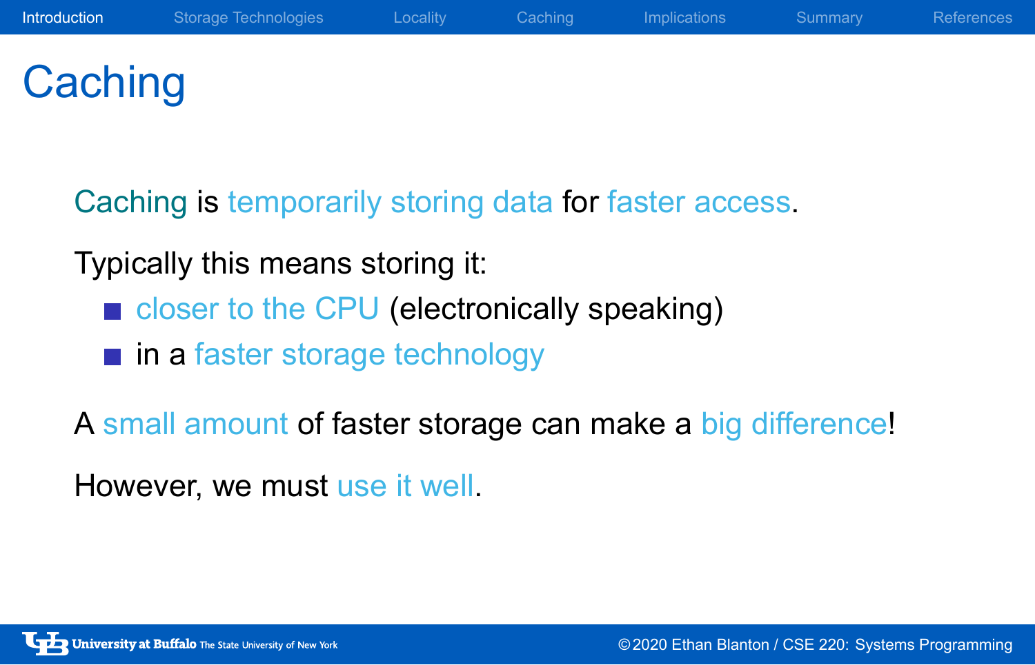# Caching

Caching is temporarily storing data for faster access.

Typically this means storing it:

- closer to the CPU (electronically speaking)
- in a faster storage technology

A small amount of faster storage can make a big difference!

However, we must use it well.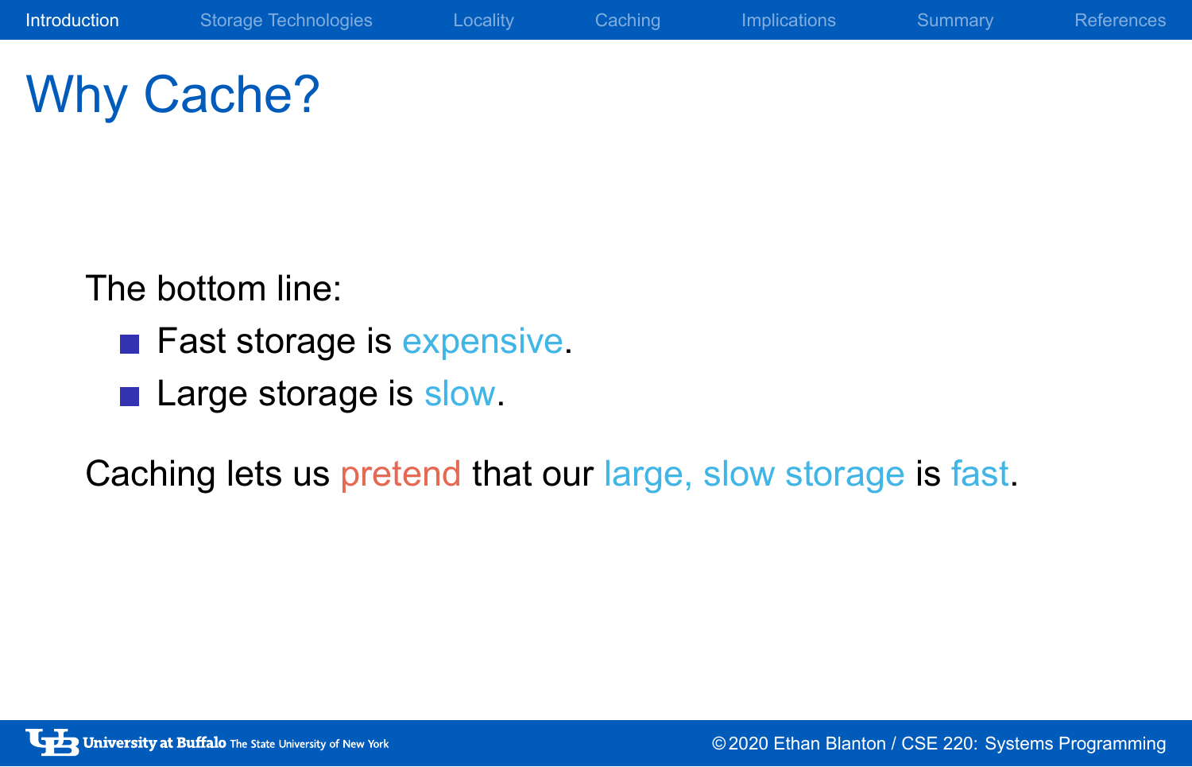# Why Cache?

The bottom line:

- Fast storage is expensive.
- Large storage is slow.

Caching lets us pretend that our large, slow storage is fast.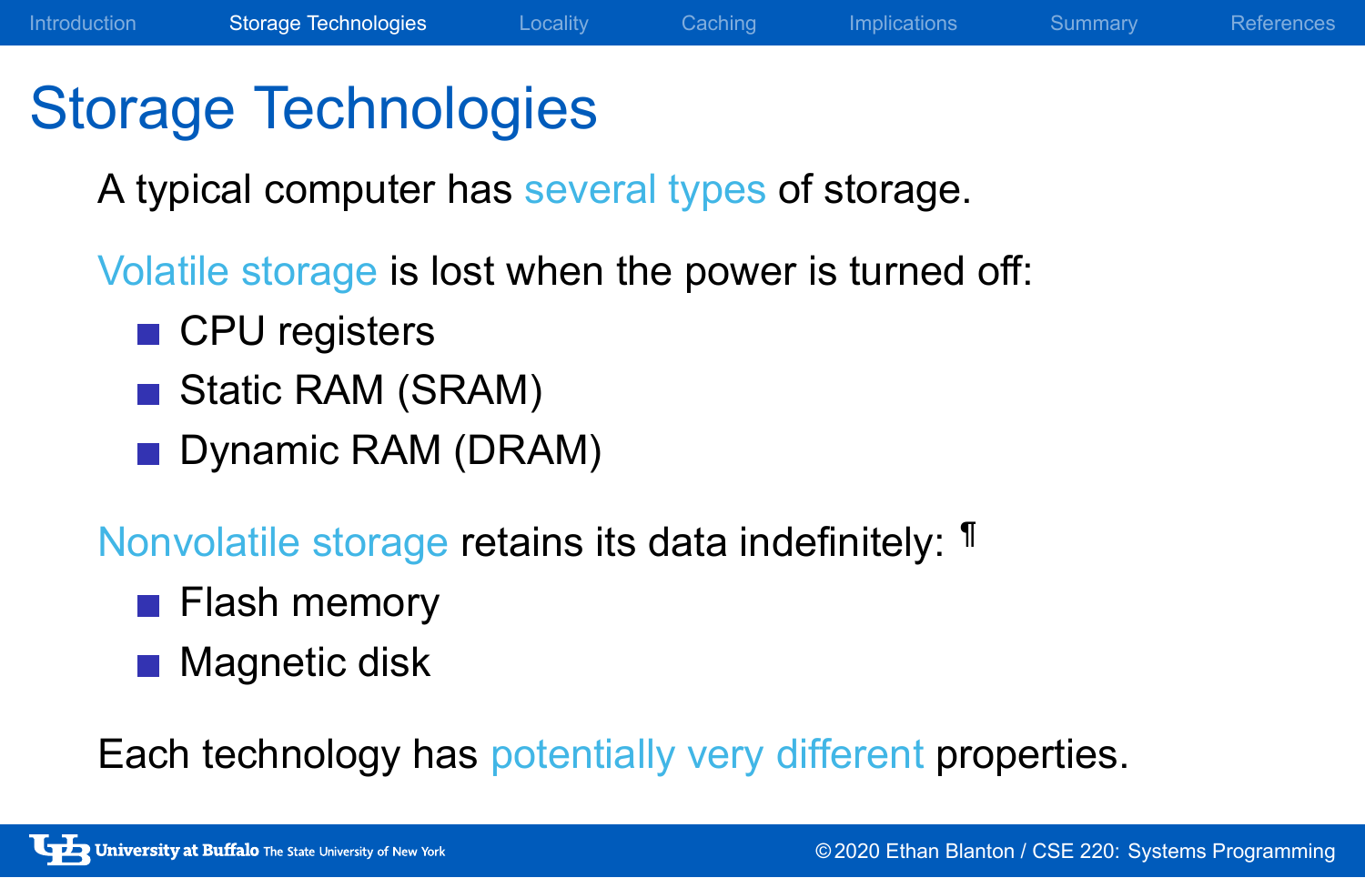# Storage Technologies

A typical computer has several types of storage.

Volatile storage is lost when the power is turned off:

- CPU registers
- Static RAM (SRAM)
- Dynamic RAM (DRAM)

Nonvolatile storage retains its data indefinitely: ¶

- Flash memory
- Magnetic disk

Each technology has potentially very different properties.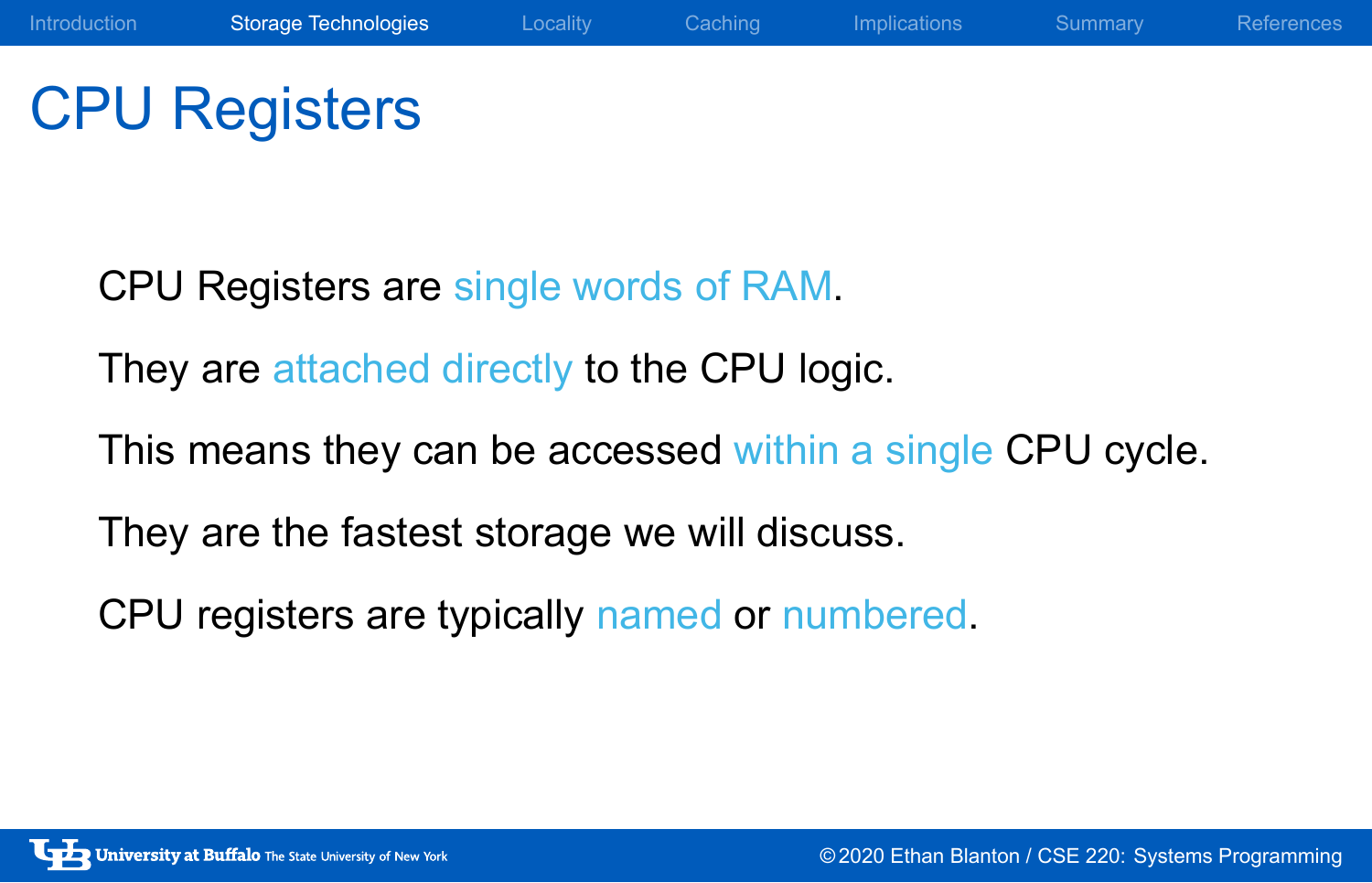# CPU Registers

CPU Registers are single words of RAM.

They are attached directly to the CPU logic.

This means they can be accessed within a single CPU cycle.

They are the fastest storage we will discuss.

CPU registers are typically named or numbered.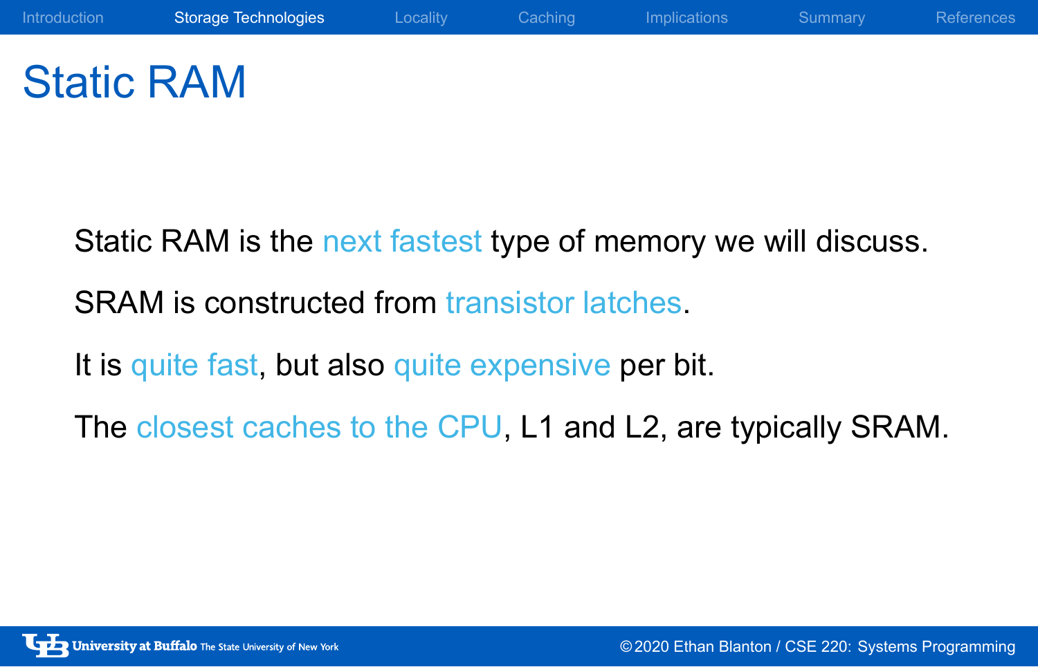# Static RAM

Static RAM is the next fastest type of memory we will discuss.

SRAM is constructed from transistor latches.

It is quite fast, but also quite expensive per bit.

The closest caches to the CPU, L1 and L2, are typically SRAM.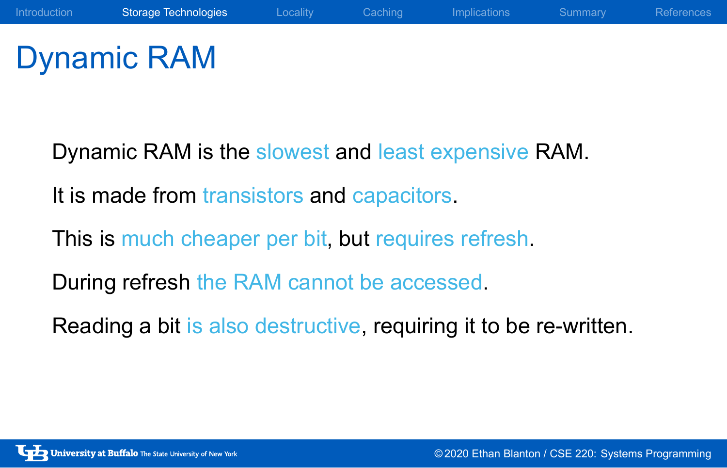# Dynamic RAM

Dynamic RAM is the slowest and least expensive RAM.

It is made from transistors and capacitors.

This is much cheaper per bit, but requires refresh.

During refresh the RAM cannot be accessed.

Reading a bit is also destructive, requiring it to be re-written.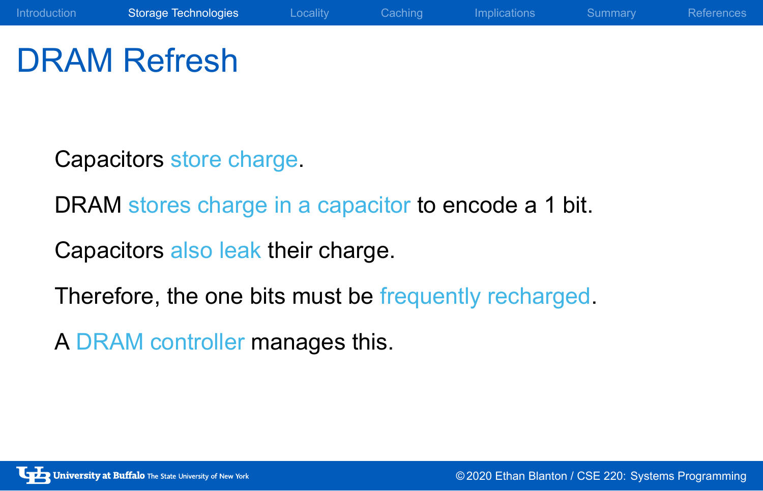# DRAM Refresh

Capacitors store charge.

DRAM stores charge in a capacitor to encode a 1 bit.

Capacitors also leak their charge.

Therefore, the one bits must be frequently recharged.

A DRAM controller manages this.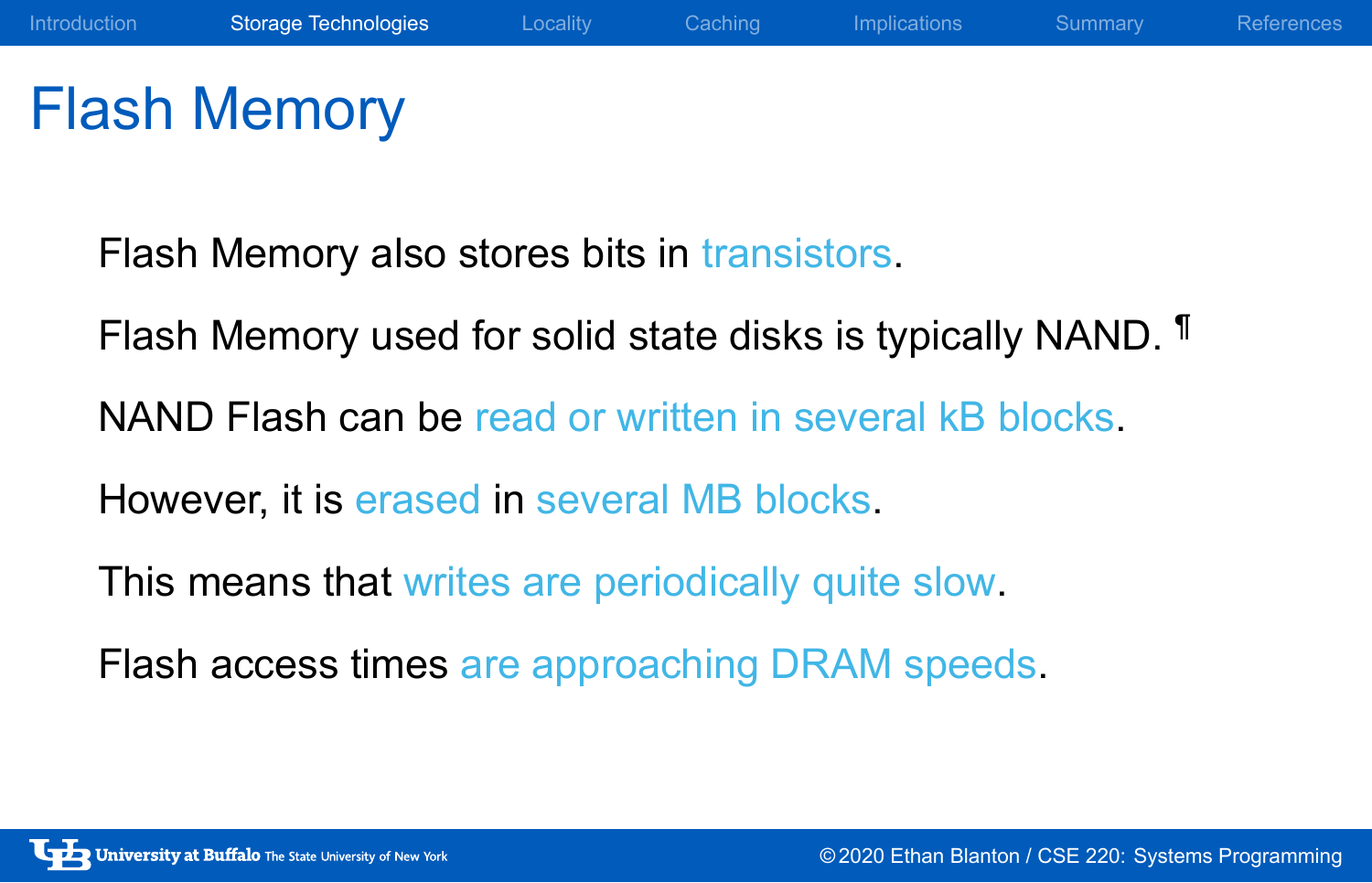# Flash Memory

Flash Memory also stores bits in transistors.

Flash Memory used for solid state disks is typically NAND. ¶

NAND Flash can be read or written in several kB blocks.

However, it is erased in several MB blocks.

This means that writes are periodically quite slow.

Flash access times are approaching DRAM speeds.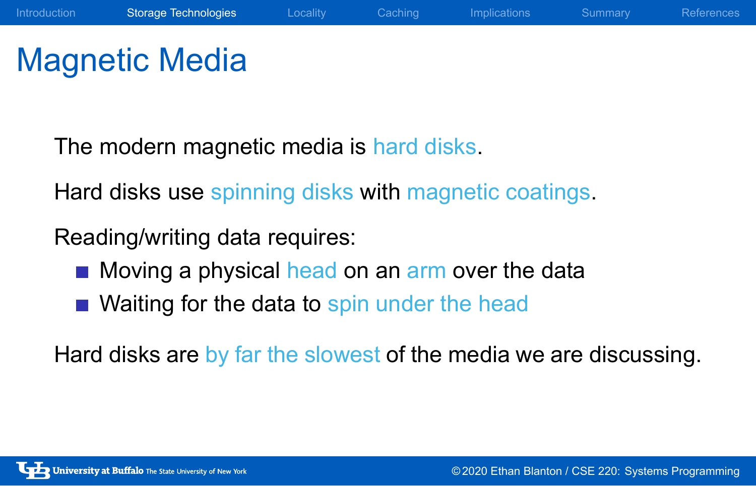# Magnetic Media

The modern magnetic media is hard disks.

Hard disks use spinning disks with magnetic coatings.

Reading/writing data requires:

- Moving a physical head on an arm over the data
- Waiting for the data to spin under the head

Hard disks are by far the slowest of the media we are discussing.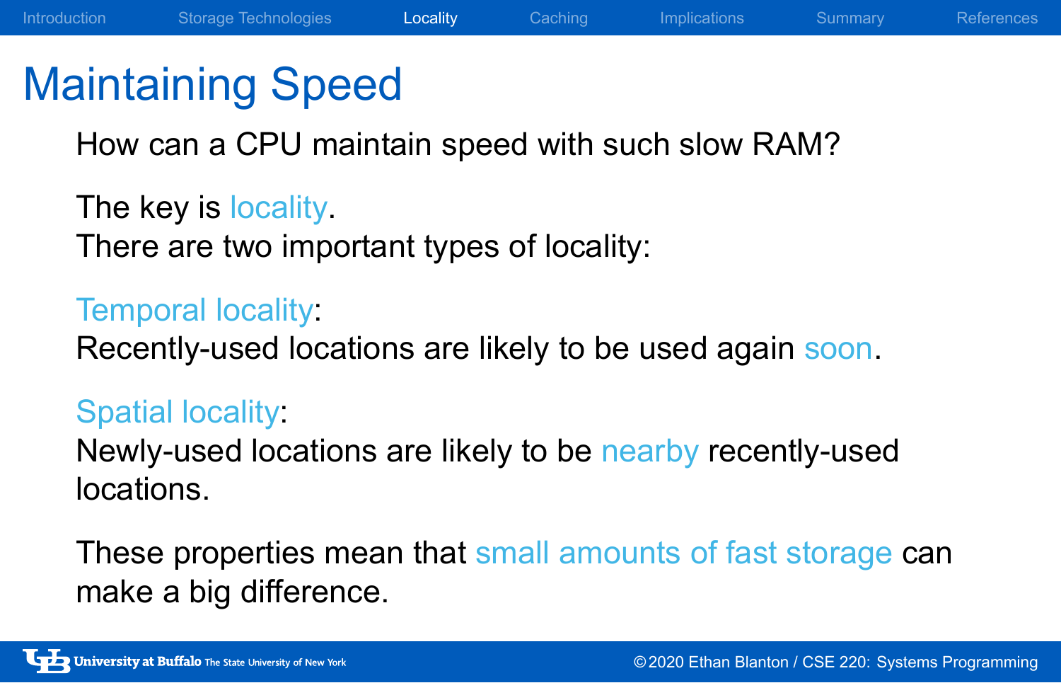# Maintaining Speed

How can a CPU maintain speed with such slow RAM?

The key is locality.
There are two important types of locality:

Temporal locality:
Recently-used locations are likely to be used again soon.

Spatial locality:
Newly-used locations are likely to be nearby recently-used locations.

These properties mean that small amounts of fast storage can make a big difference.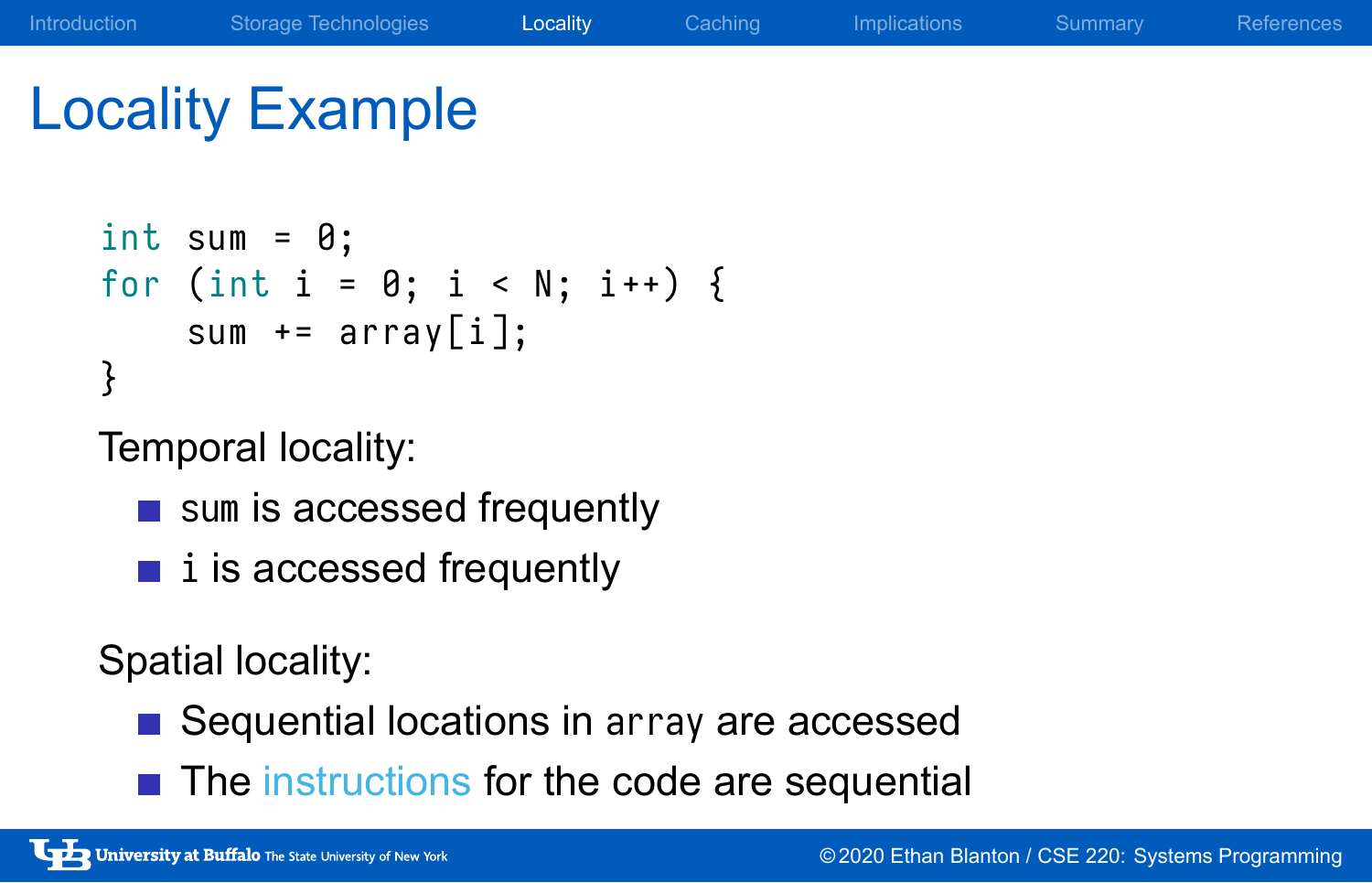# Locality Example

```
int sum = 0;
for (int i = 0; i < N; i++) {
    sum += array[i];
}
```

Temporal locality:

- `sum` is accessed frequently
- `i` is accessed frequently

Spatial locality:

- Sequential locations in `array` are accessed
- The instructions for the code are sequential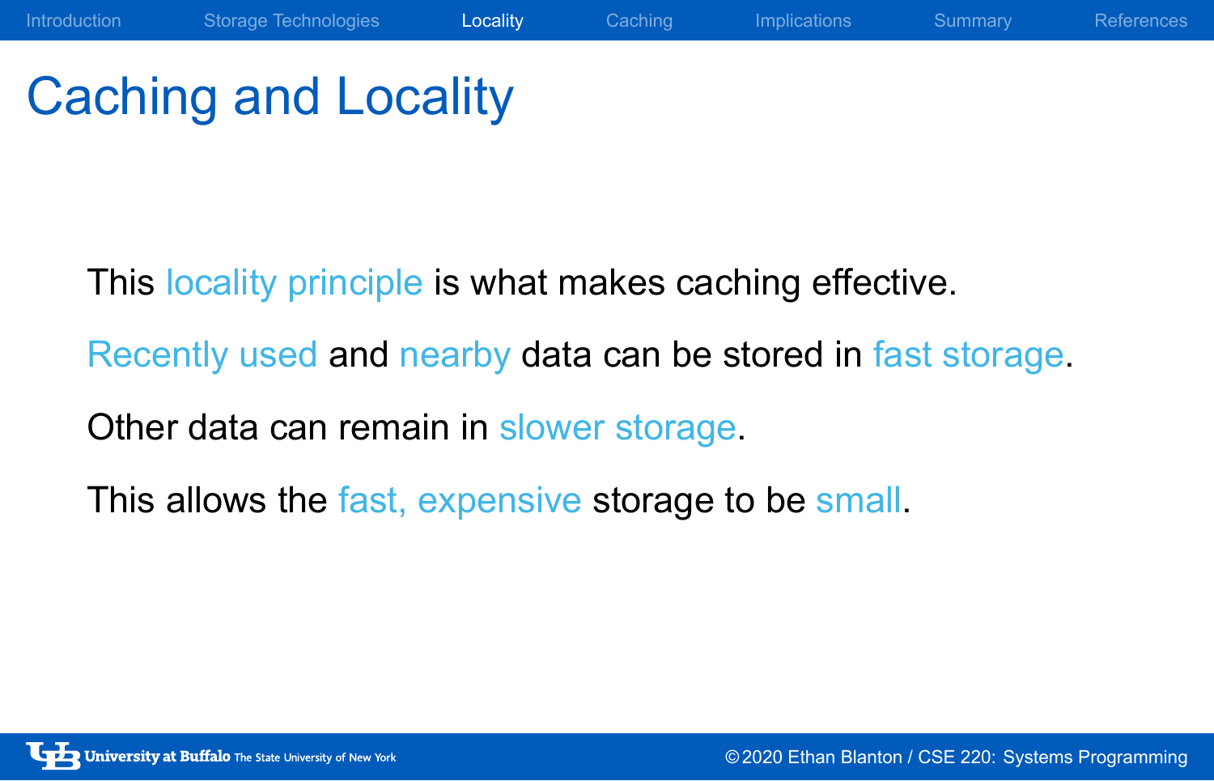# Caching and Locality

This locality principle is what makes caching effective.

Recently used and nearby data can be stored in fast storage.

Other data can remain in slower storage.

This allows the fast, expensive storage to be small.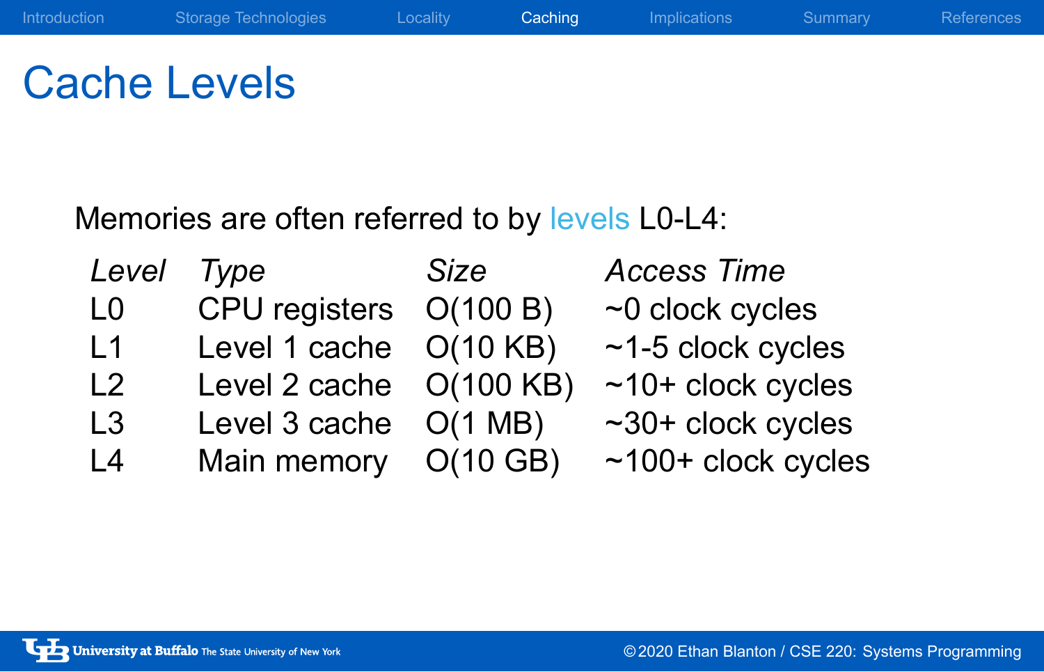# Cache Levels

Memories are often referred to by levels L0-L4:

| *Level* | *Type* | *Size* | *Access Time* |
|---|---|---|---|
| L0 | CPU registers | O(100 B) | ~0 clock cycles |
| L1 | Level 1 cache | O(10 KB) | ~1-5 clock cycles |
| L2 | Level 2 cache | O(100 KB) | ~10+ clock cycles |
| L3 | Level 3 cache | O(1 MB) | ~30+ clock cycles |
| L4 | Main memory | O(10 GB) | ~100+ clock cycles |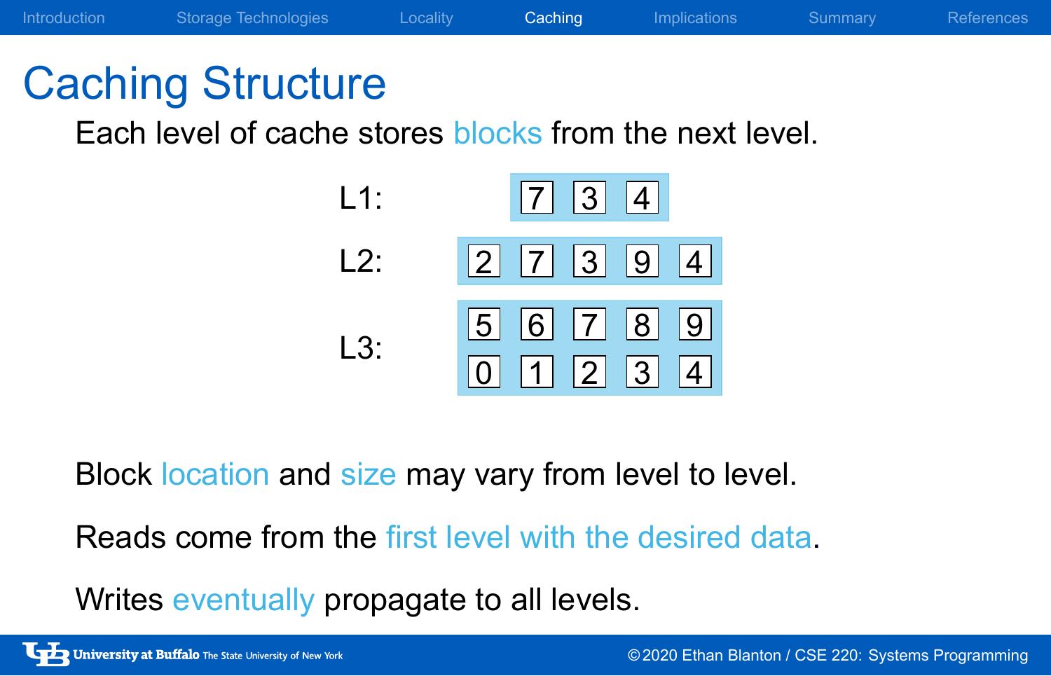# Caching Structure

Each level of cache stores blocks from the next level.

| Level | Blocks |
|---|---|
| L1: | 7 3 4 |
| L2: | 2 7 3 9 4 |
| L3: | 5 6 7 8 9 |
| | 0 1 2 3 4 |

Block location and size may vary from level to level.

Reads come from the first level with the desired data.

Writes eventually propagate to all levels.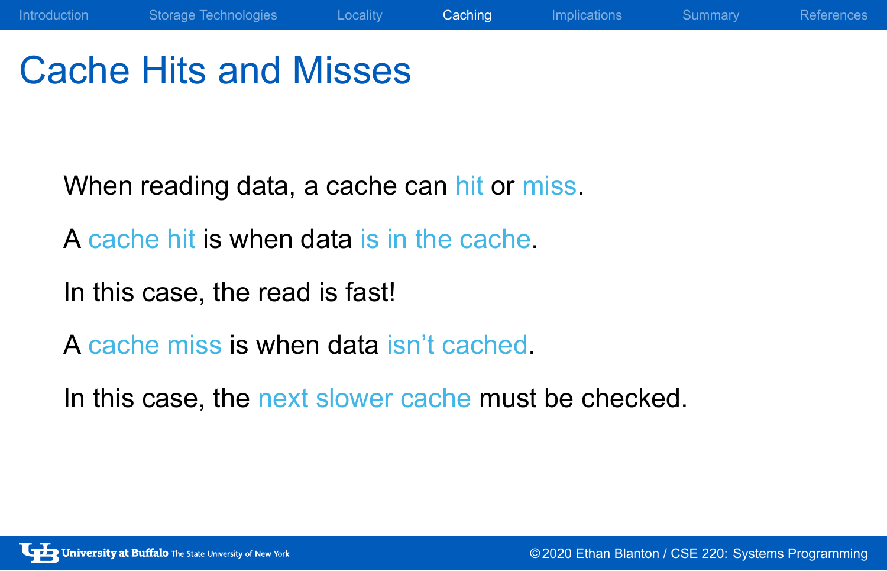# Cache Hits and Misses

When reading data, a cache can hit or miss.

A cache hit is when data is in the cache.

In this case, the read is fast!

A cache miss is when data isn't cached.

In this case, the next slower cache must be checked.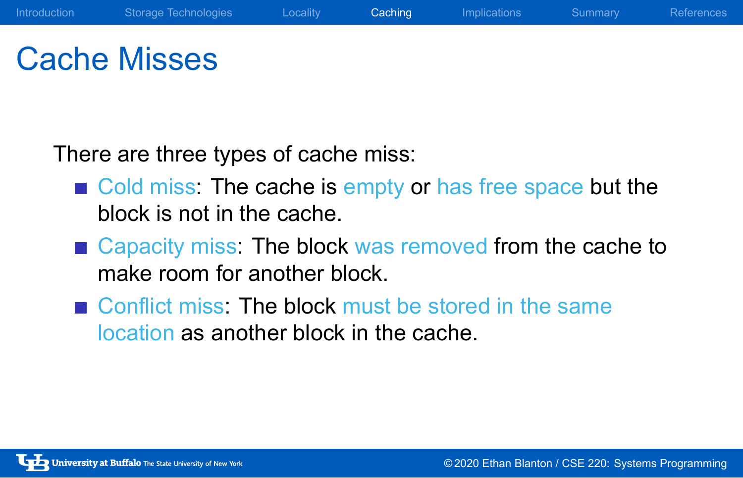# Cache Misses

There are three types of cache miss:

- Cold miss: The cache is empty or has free space but the block is not in the cache.
- Capacity miss: The block was removed from the cache to make room for another block.
- Conflict miss: The block must be stored in the same location as another block in the cache.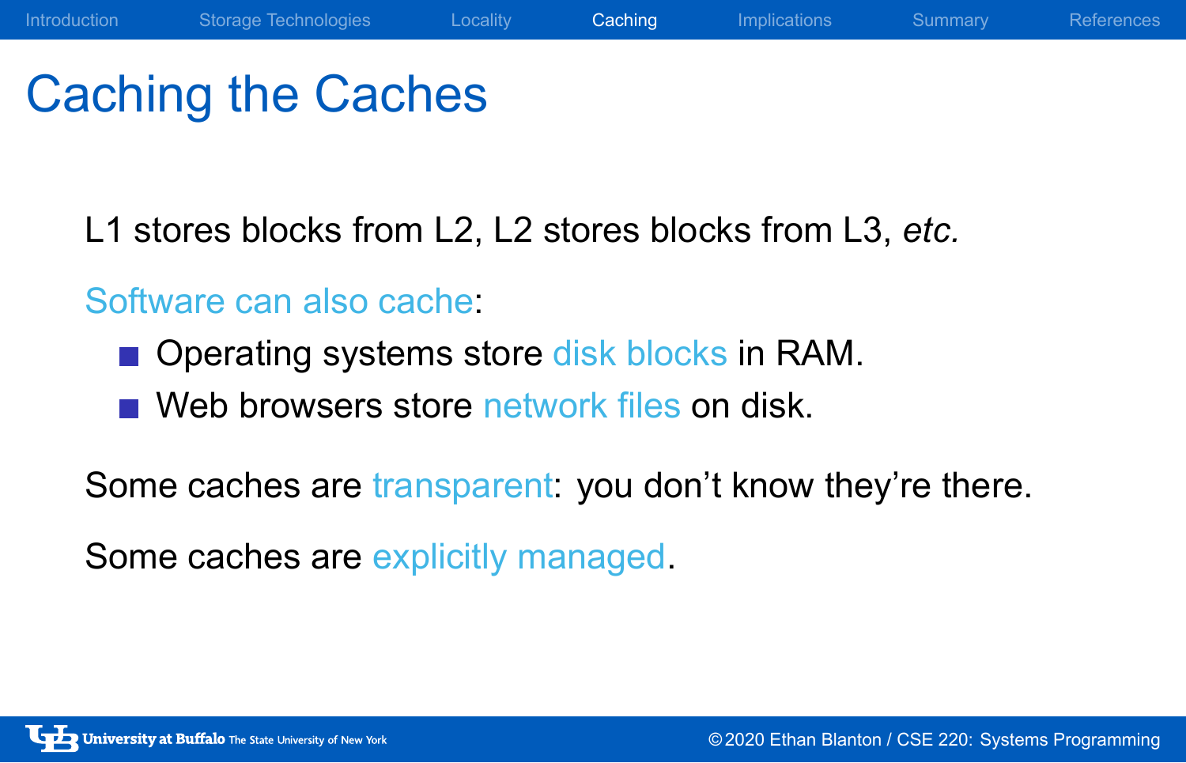# Caching the Caches

L1 stores blocks from L2, L2 stores blocks from L3, *etc.*

Software can also cache:

- Operating systems store disk blocks in RAM.
- Web browsers store network files on disk.

Some caches are transparent: you don't know they're there.

Some caches are explicitly managed.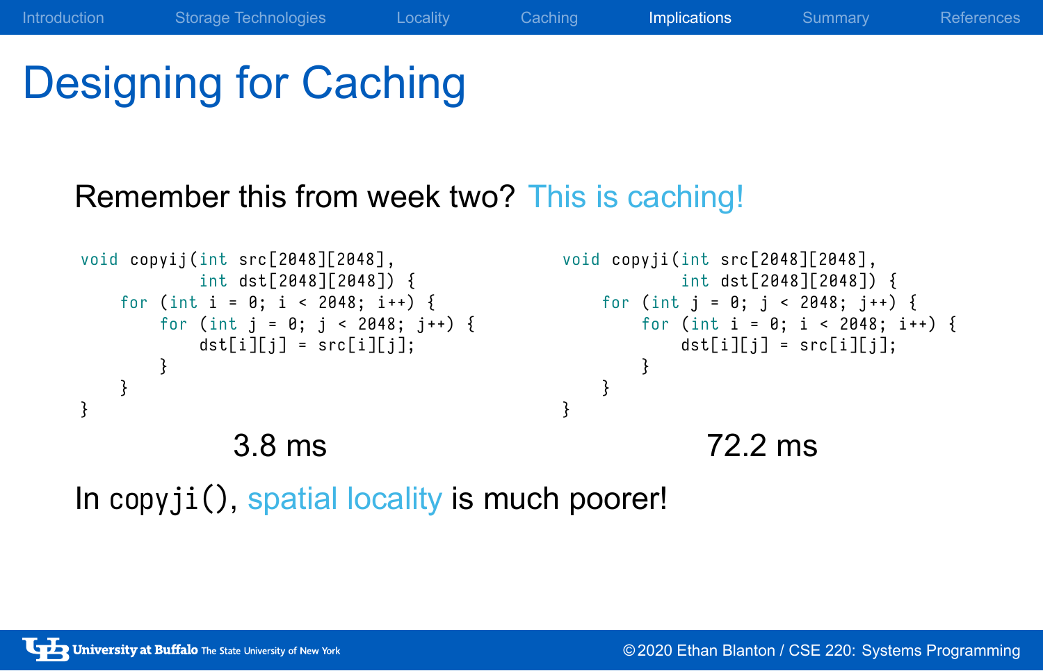# Designing for Caching

Remember this from week two? This is caching!

```
void copyij(int src[2048][2048],
            int dst[2048][2048]) {
    for (int i = 0; i < 2048; i++) {
        for (int j = 0; j < 2048; j++) {
            dst[i][j] = src[i][j];
        }
    }
}
```

3.8 ms

```
void copyji(int src[2048][2048],
            int dst[2048][2048]) {
    for (int j = 0; j < 2048; j++) {
        for (int i = 0; i < 2048; i++) {
            dst[i][j] = src[i][j];
        }
    }
}
```

72.2 ms

In `copyji()`, spatial locality is much poorer!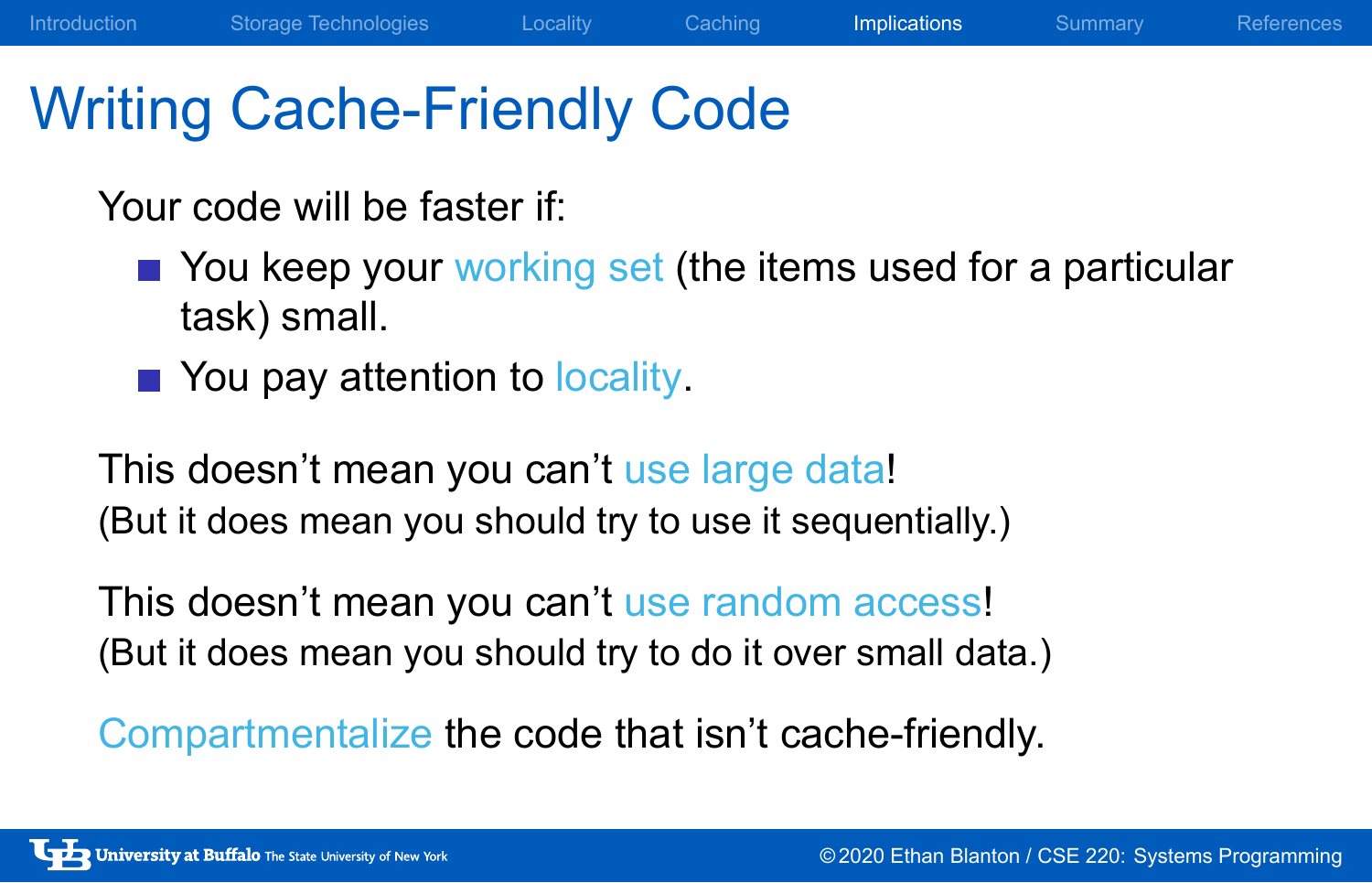# Writing Cache-Friendly Code

Your code will be faster if:

- You keep your working set (the items used for a particular task) small.
- You pay attention to locality.

This doesn't mean you can't use large data!
(But it does mean you should try to use it sequentially.)

This doesn't mean you can't use random access!
(But it does mean you should try to do it over small data.)

Compartmentalize the code that isn't cache-friendly.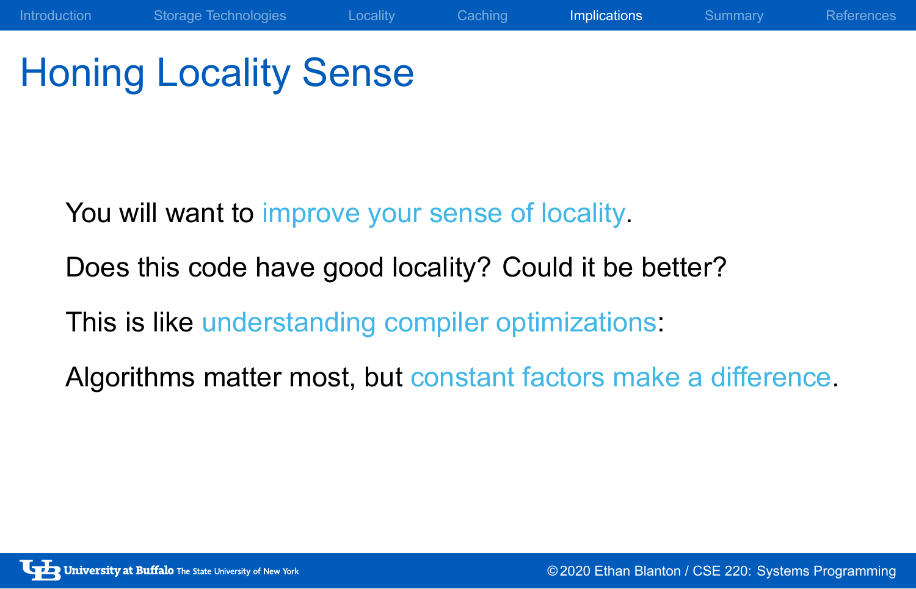# Honing Locality Sense

You will want to improve your sense of locality.

Does this code have good locality? Could it be better?

This is like understanding compiler optimizations:

Algorithms matter most, but constant factors make a difference.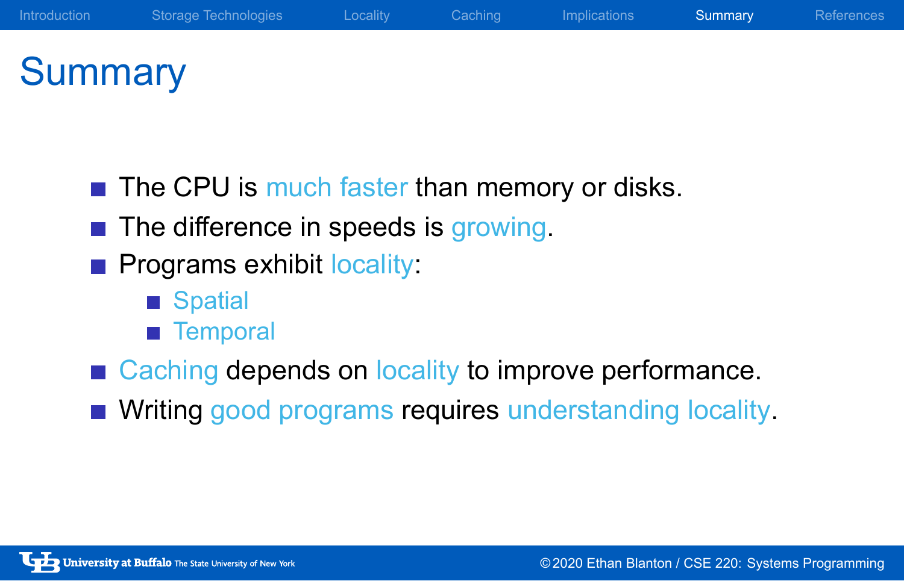# Summary

- The CPU is much faster than memory or disks.
- The difference in speeds is growing.
- Programs exhibit locality:
  - Spatial
  - Temporal
- Caching depends on locality to improve performance.
- Writing good programs requires understanding locality.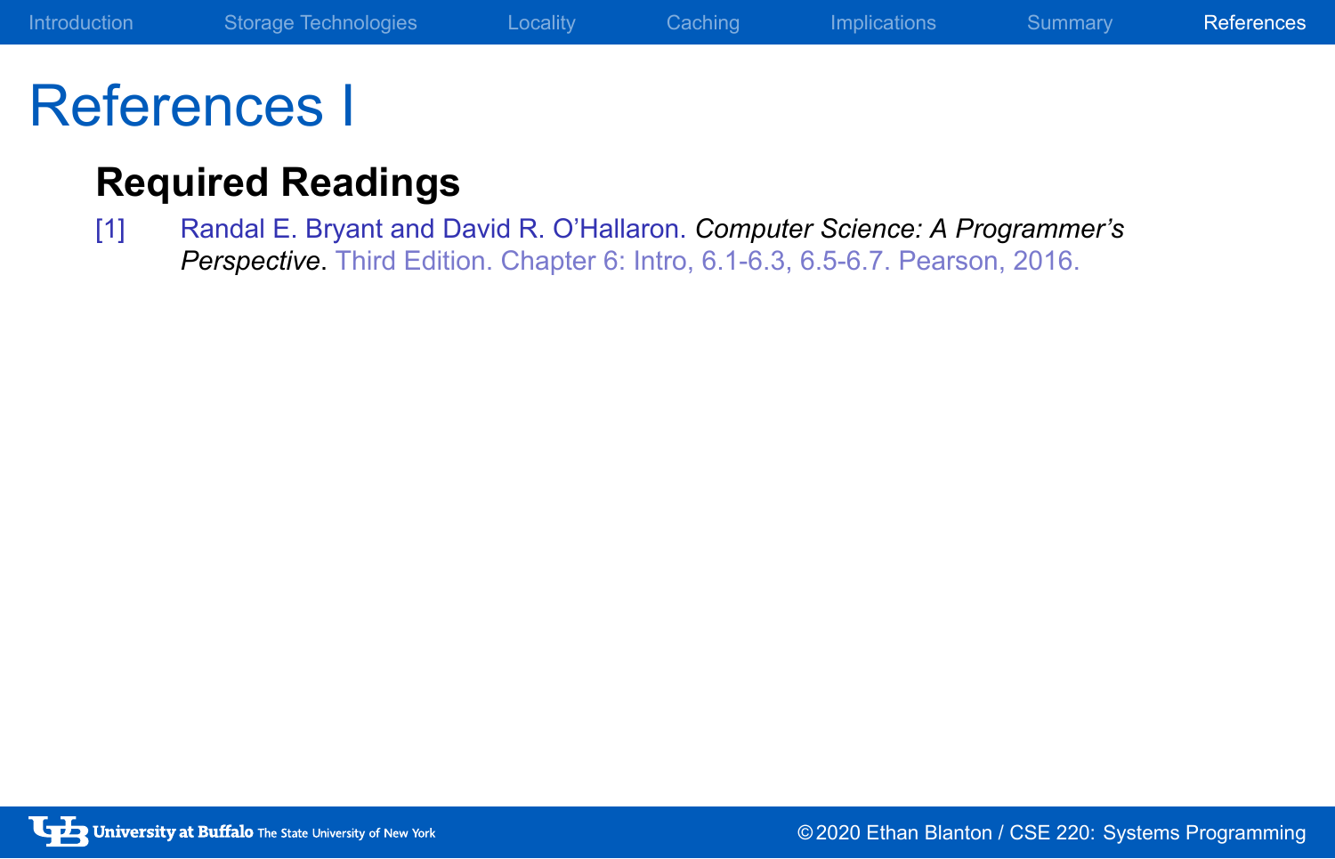# References I

## Required Readings

[1] Randal E. Bryant and David R. O'Hallaron. *Computer Science: A Programmer's Perspective*. Third Edition. Chapter 6: Intro, 6.1-6.3, 6.5-6.7. Pearson, 2016.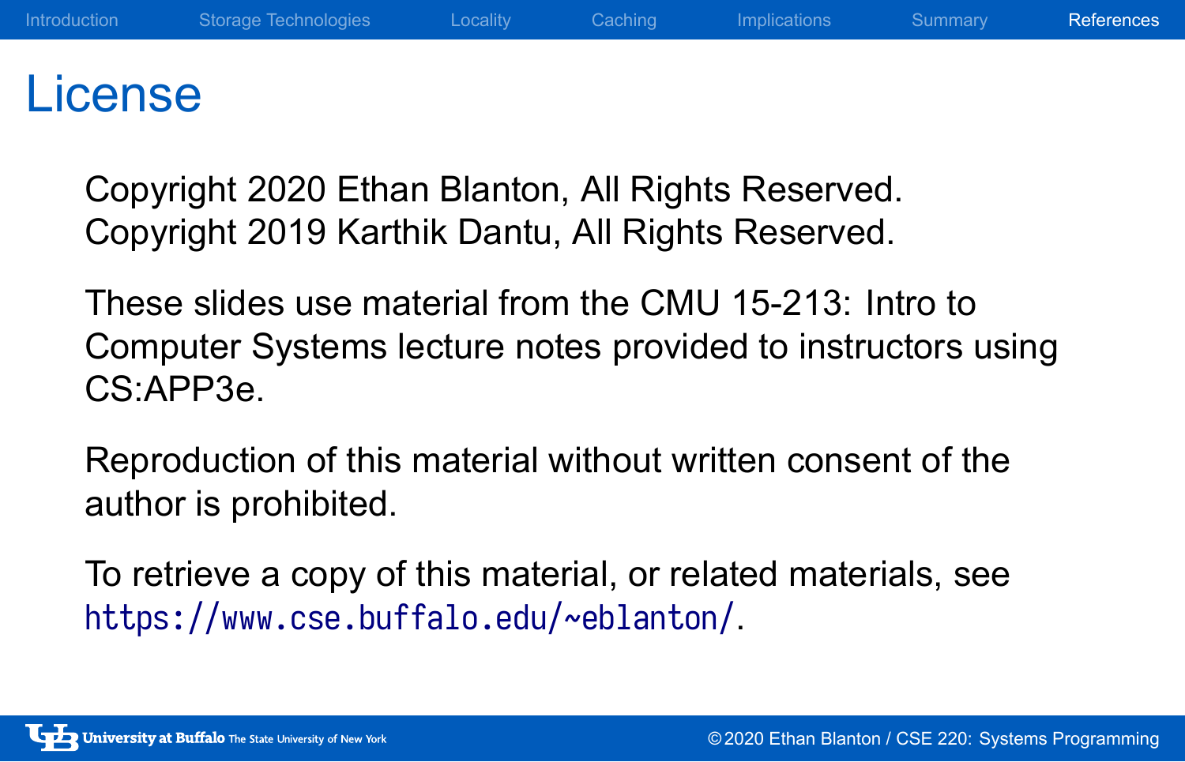# License

Copyright 2020 Ethan Blanton, All Rights Reserved.
Copyright 2019 Karthik Dantu, All Rights Reserved.

These slides use material from the CMU 15-213: Intro to Computer Systems lecture notes provided to instructors using CS:APP3e.

Reproduction of this material without written consent of the author is prohibited.

To retrieve a copy of this material, or related materials, see `https://www.cse.buffalo.edu/~eblanton/`.